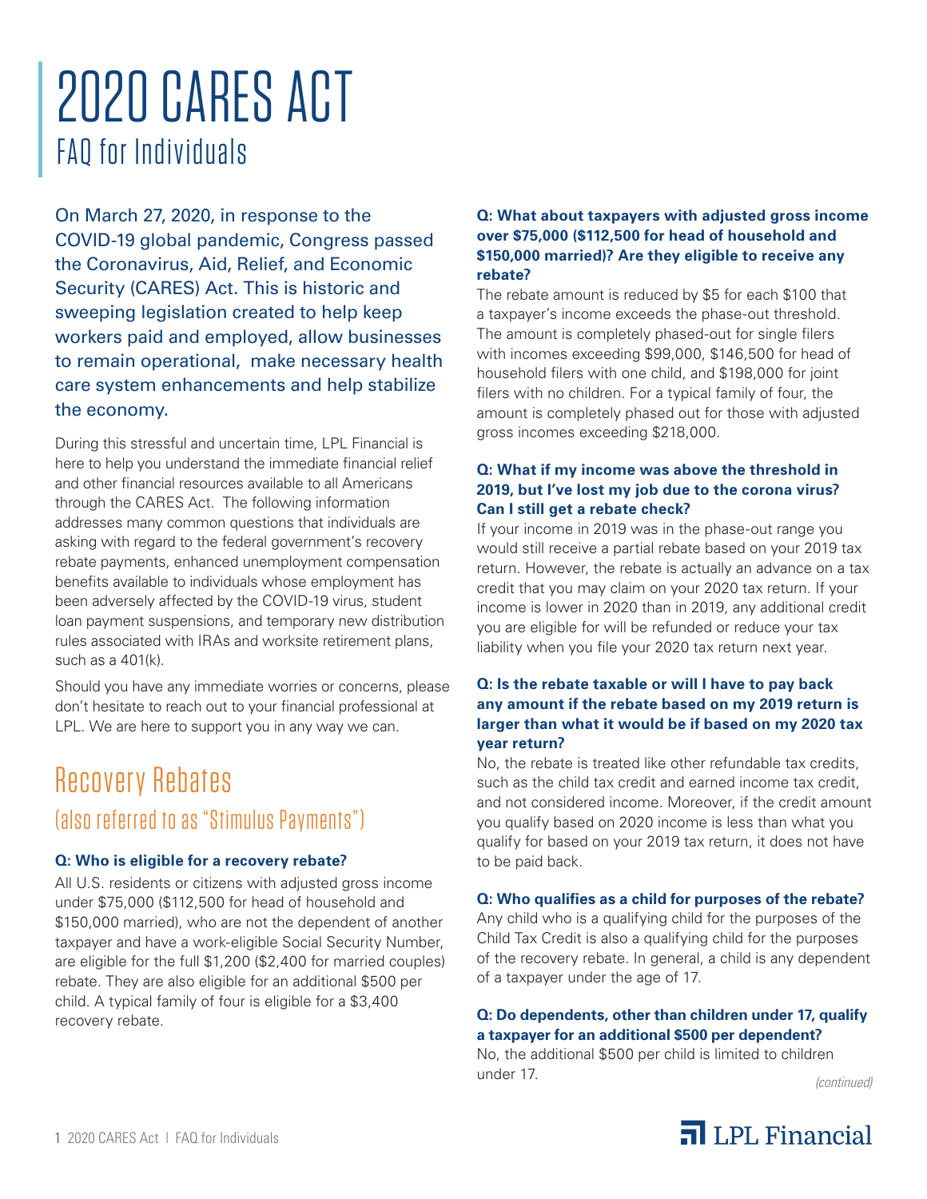# 2020 CARES ACT

## FAQ for Individuals

On March 27, 2020, in response to the COVID-19 global pandemic, Congress passed the Coronavirus, Aid, Relief, and Economic Security (CARES) Act. This is historic and sweeping legislation created to help keep workers paid and employed, allow businesses to remain operational, make necessary health care system enhancements and help stabilize the economy.

During this stressful and uncertain time, LPL Financial is here to help you understand the immediate financial relief and other financial resources available to all Americans through the CARES Act. The following information addresses many common questions that individuals are asking with regard to the federal government's recovery rebate payments, enhanced unemployment compensation benefits available to individuals whose employment has been adversely affected by the COVID-19 virus, student loan payment suspensions, and temporary new distribution rules associated with IRAs and worksite retirement plans, such as a 401(k).

Should you have any immediate worries or concerns, please don't hesitate to reach out to your financial professional at LPL. We are here to support you in any way we can.

## Recovery Rebates

### (also referred to as "Stimulus Payments")

**Q: Who is eligible for a recovery rebate?**

All U.S. residents or citizens with adjusted gross income under $75,000 ($112,500 for head of household and $150,000 married), who are not the dependent of another taxpayer and have a work-eligible Social Security Number, are eligible for the full $1,200 ($2,400 for married couples) rebate. They are also eligible for an additional $500 per child. A typical family of four is eligible for a $3,400 recovery rebate.

**Q: What about taxpayers with adjusted gross income over $75,000 ($112,500 for head of household and $150,000 married)? Are they eligible to receive any rebate?**

The rebate amount is reduced by $5 for each $100 that a taxpayer's income exceeds the phase-out threshold. The amount is completely phased-out for single filers with incomes exceeding $99,000, $146,500 for head of household filers with one child, and $198,000 for joint filers with no children. For a typical family of four, the amount is completely phased out for those with adjusted gross incomes exceeding $218,000.

**Q: What if my income was above the threshold in 2019, but I've lost my job due to the corona virus? Can I still get a rebate check?**

If your income in 2019 was in the phase-out range you would still receive a partial rebate based on your 2019 tax return. However, the rebate is actually an advance on a tax credit that you may claim on your 2020 tax return. If your income is lower in 2020 than in 2019, any additional credit you are eligible for will be refunded or reduce your tax liability when you file your 2020 tax return next year.

**Q: Is the rebate taxable or will I have to pay back any amount if the rebate based on my 2019 return is larger than what it would be if based on my 2020 tax year return?**

No, the rebate is treated like other refundable tax credits, such as the child tax credit and earned income tax credit, and not considered income. Moreover, if the credit amount you qualify based on 2020 income is less than what you qualify for based on your 2019 tax return, it does not have to be paid back.

**Q: Who qualifies as a child for purposes of the rebate?**

Any child who is a qualifying child for the purposes of the Child Tax Credit is also a qualifying child for the purposes of the recovery rebate. In general, a child is any dependent of a taxpayer under the age of 17.

**Q: Do dependents, other than children under 17, qualify a taxpayer for an additional $500 per dependent?**

No, the additional $500 per child is limited to children under 17.

*(continued)*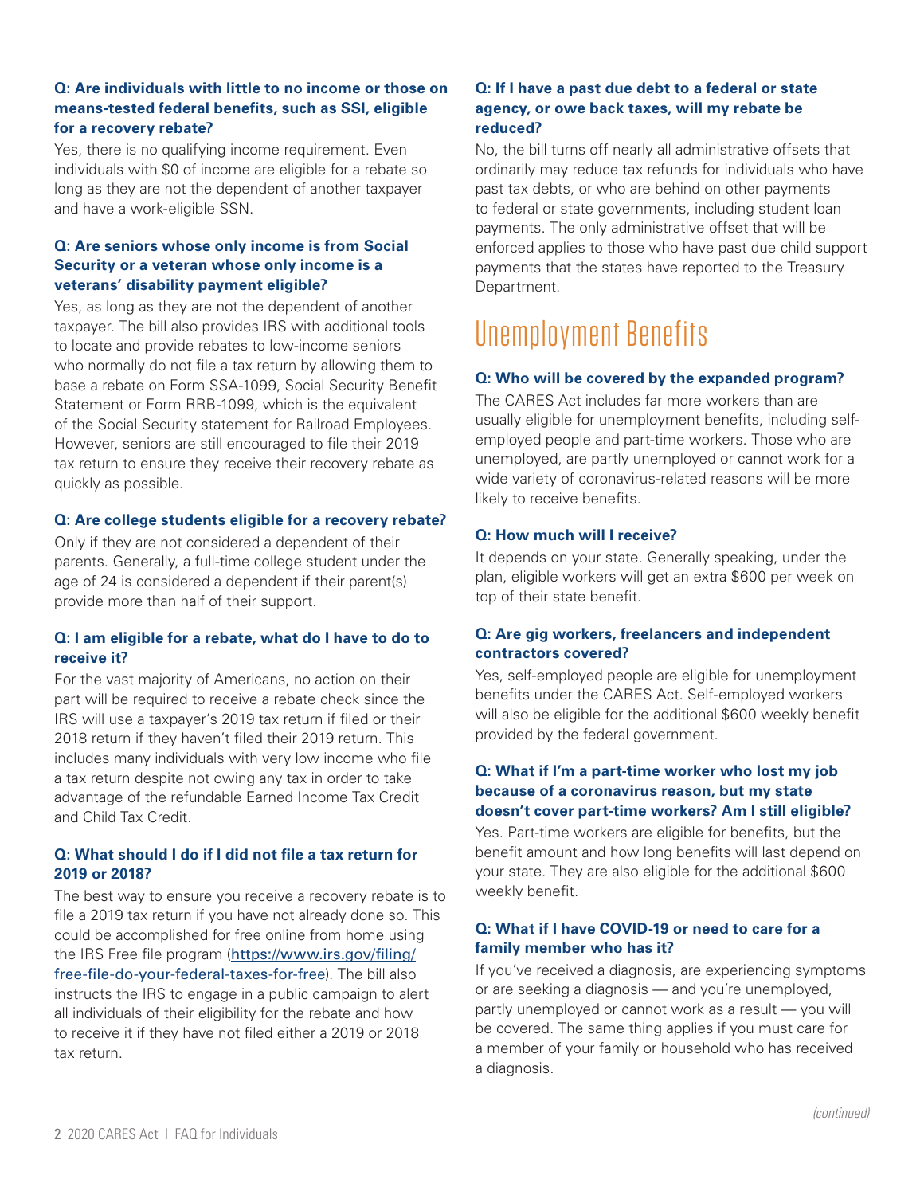**Q: Are individuals with little to no income or those on means-tested federal benefits, such as SSI, eligible for a recovery rebate?**

Yes, there is no qualifying income requirement. Even individuals with $0 of income are eligible for a rebate so long as they are not the dependent of another taxpayer and have a work-eligible SSN.

**Q: Are seniors whose only income is from Social Security or a veteran whose only income is a veterans' disability payment eligible?**

Yes, as long as they are not the dependent of another taxpayer. The bill also provides IRS with additional tools to locate and provide rebates to low-income seniors who normally do not file a tax return by allowing them to base a rebate on Form SSA-1099, Social Security Benefit Statement or Form RRB-1099, which is the equivalent of the Social Security statement for Railroad Employees. However, seniors are still encouraged to file their 2019 tax return to ensure they receive their recovery rebate as quickly as possible.

**Q: Are college students eligible for a recovery rebate?**

Only if they are not considered a dependent of their parents. Generally, a full-time college student under the age of 24 is considered a dependent if their parent(s) provide more than half of their support.

**Q: I am eligible for a rebate, what do I have to do to receive it?**

For the vast majority of Americans, no action on their part will be required to receive a rebate check since the IRS will use a taxpayer's 2019 tax return if filed or their 2018 return if they haven't filed their 2019 return. This includes many individuals with very low income who file a tax return despite not owing any tax in order to take advantage of the refundable Earned Income Tax Credit and Child Tax Credit.

**Q: What should I do if I did not file a tax return for 2019 or 2018?**

The best way to ensure you receive a recovery rebate is to file a 2019 tax return if you have not already done so. This could be accomplished for free online from home using the IRS Free file program (https://www.irs.gov/filing/free-file-do-your-federal-taxes-for-free). The bill also instructs the IRS to engage in a public campaign to alert all individuals of their eligibility for the rebate and how to receive it if they have not filed either a 2019 or 2018 tax return.

**Q: If I have a past due debt to a federal or state agency, or owe back taxes, will my rebate be reduced?**

No, the bill turns off nearly all administrative offsets that ordinarily may reduce tax refunds for individuals who have past tax debts, or who are behind on other payments to federal or state governments, including student loan payments. The only administrative offset that will be enforced applies to those who have past due child support payments that the states have reported to the Treasury Department.

## Unemployment Benefits

**Q: Who will be covered by the expanded program?**

The CARES Act includes far more workers than are usually eligible for unemployment benefits, including self-employed people and part-time workers. Those who are unemployed, are partly unemployed or cannot work for a wide variety of coronavirus-related reasons will be more likely to receive benefits.

**Q: How much will I receive?**

It depends on your state. Generally speaking, under the plan, eligible workers will get an extra $600 per week on top of their state benefit.

**Q: Are gig workers, freelancers and independent contractors covered?**

Yes, self-employed people are eligible for unemployment benefits under the CARES Act. Self-employed workers will also be eligible for the additional $600 weekly benefit provided by the federal government.

**Q: What if I'm a part-time worker who lost my job because of a coronavirus reason, but my state doesn't cover part-time workers? Am I still eligible?**

Yes. Part-time workers are eligible for benefits, but the benefit amount and how long benefits will last depend on your state. They are also eligible for the additional $600 weekly benefit.

**Q: What if I have COVID-19 or need to care for a family member who has it?**

If you've received a diagnosis, are experiencing symptoms or are seeking a diagnosis — and you're unemployed, partly unemployed or cannot work as a result — you will be covered. The same thing applies if you must care for a member of your family or household who has received a diagnosis.

*(continued)*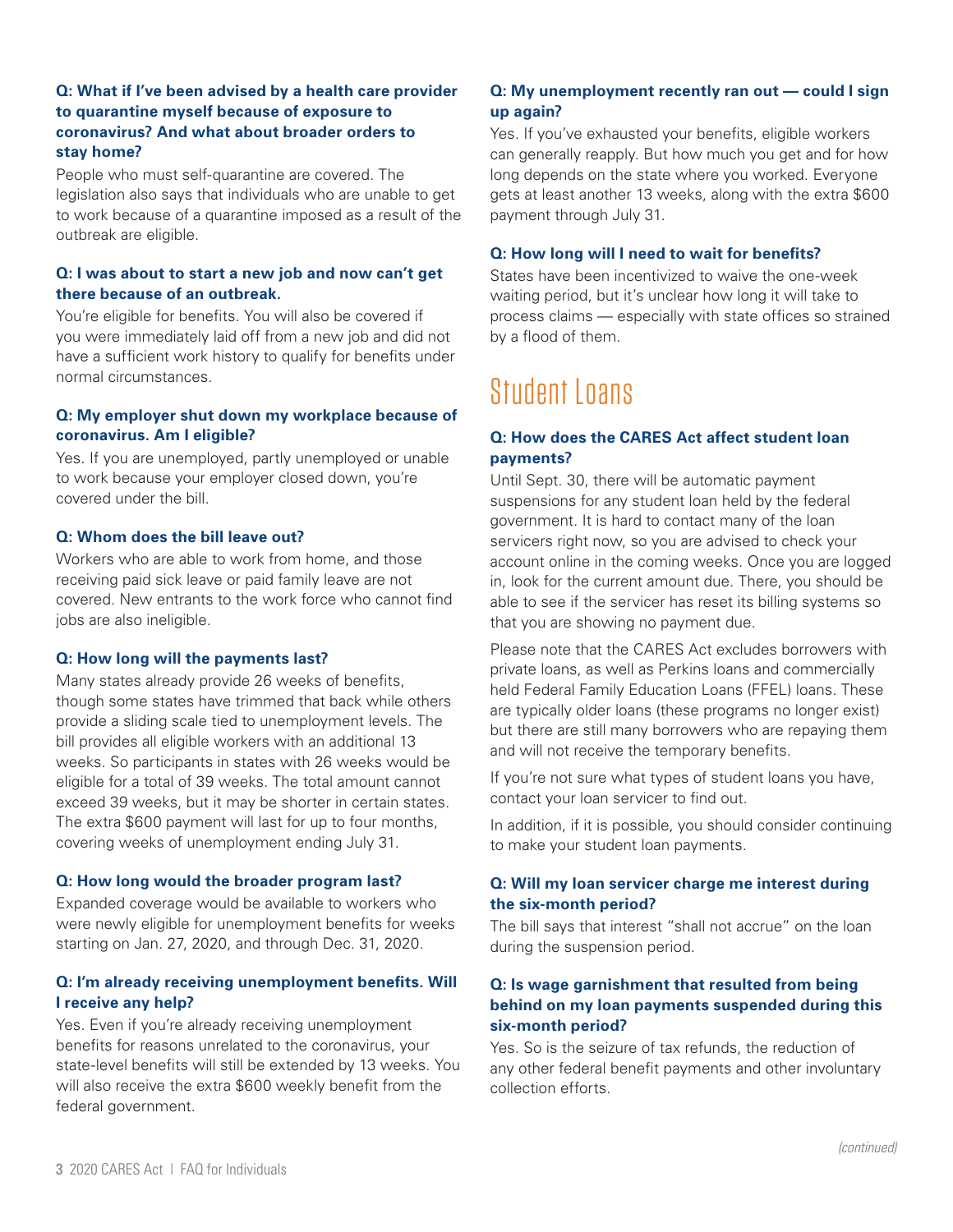**Q: What if I've been advised by a health care provider to quarantine myself because of exposure to coronavirus? And what about broader orders to stay home?**

People who must self-quarantine are covered. The legislation also says that individuals who are unable to get to work because of a quarantine imposed as a result of the outbreak are eligible.

**Q: I was about to start a new job and now can't get there because of an outbreak.**

You're eligible for benefits. You will also be covered if you were immediately laid off from a new job and did not have a sufficient work history to qualify for benefits under normal circumstances.

**Q: My employer shut down my workplace because of coronavirus. Am I eligible?**

Yes. If you are unemployed, partly unemployed or unable to work because your employer closed down, you're covered under the bill.

**Q: Whom does the bill leave out?**

Workers who are able to work from home, and those receiving paid sick leave or paid family leave are not covered. New entrants to the work force who cannot find jobs are also ineligible.

**Q: How long will the payments last?**

Many states already provide 26 weeks of benefits, though some states have trimmed that back while others provide a sliding scale tied to unemployment levels. The bill provides all eligible workers with an additional 13 weeks. So participants in states with 26 weeks would be eligible for a total of 39 weeks. The total amount cannot exceed 39 weeks, but it may be shorter in certain states. The extra $600 payment will last for up to four months, covering weeks of unemployment ending July 31.

**Q: How long would the broader program last?**

Expanded coverage would be available to workers who were newly eligible for unemployment benefits for weeks starting on Jan. 27, 2020, and through Dec. 31, 2020.

**Q: I'm already receiving unemployment benefits. Will I receive any help?**

Yes. Even if you're already receiving unemployment benefits for reasons unrelated to the coronavirus, your state-level benefits will still be extended by 13 weeks. You will also receive the extra $600 weekly benefit from the federal government.

**Q: My unemployment recently ran out — could I sign up again?**

Yes. If you've exhausted your benefits, eligible workers can generally reapply. But how much you get and for how long depends on the state where you worked. Everyone gets at least another 13 weeks, along with the extra $600 payment through July 31.

**Q: How long will I need to wait for benefits?**

States have been incentivized to waive the one-week waiting period, but it's unclear how long it will take to process claims — especially with state offices so strained by a flood of them.

# Student Loans

**Q: How does the CARES Act affect student loan payments?**

Until Sept. 30, there will be automatic payment suspensions for any student loan held by the federal government. It is hard to contact many of the loan servicers right now, so you are advised to check your account online in the coming weeks. Once you are logged in, look for the current amount due. There, you should be able to see if the servicer has reset its billing systems so that you are showing no payment due.

Please note that the CARES Act excludes borrowers with private loans, as well as Perkins loans and commercially held Federal Family Education Loans (FFEL) loans. These are typically older loans (these programs no longer exist) but there are still many borrowers who are repaying them and will not receive the temporary benefits.

If you're not sure what types of student loans you have, contact your loan servicer to find out.

In addition, if it is possible, you should consider continuing to make your student loan payments.

**Q: Will my loan servicer charge me interest during the six-month period?**

The bill says that interest "shall not accrue" on the loan during the suspension period.

**Q: Is wage garnishment that resulted from being behind on my loan payments suspended during this six-month period?**

Yes. So is the seizure of tax refunds, the reduction of any other federal benefit payments and other involuntary collection efforts.

*(continued)*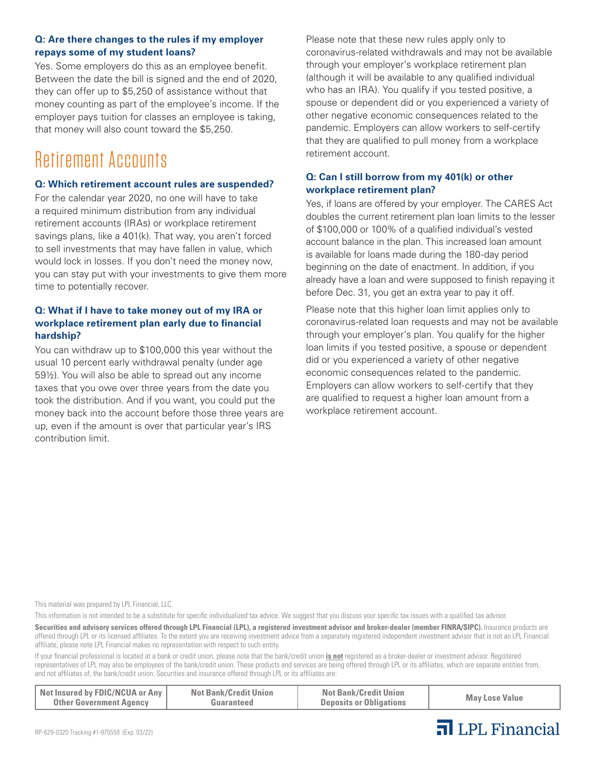**Q: Are there changes to the rules if my employer repays some of my student loans?**

Yes. Some employers do this as an employee benefit. Between the date the bill is signed and the end of 2020, they can offer up to $5,250 of assistance without that money counting as part of the employee's income. If the employer pays tuition for classes an employee is taking, that money will also count toward the $5,250.

## Retirement Accounts

**Q: Which retirement account rules are suspended?**

For the calendar year 2020, no one will have to take a required minimum distribution from any individual retirement accounts (IRAs) or workplace retirement savings plans, like a 401(k). That way, you aren't forced to sell investments that may have fallen in value, which would lock in losses. If you don't need the money now, you can stay put with your investments to give them more time to potentially recover.

**Q: What if I have to take money out of my IRA or workplace retirement plan early due to financial hardship?**

You can withdraw up to $100,000 this year without the usual 10 percent early withdrawal penalty (under age 59½). You will also be able to spread out any income taxes that you owe over three years from the date you took the distribution. And if you want, you could put the money back into the account before those three years are up, even if the amount is over that particular year's IRS contribution limit.

Please note that these new rules apply only to coronavirus-related withdrawals and may not be available through your employer's workplace retirement plan (although it will be available to any qualified individual who has an IRA). You qualify if you tested positive, a spouse or dependent did or you experienced a variety of other negative economic consequences related to the pandemic. Employers can allow workers to self-certify that they are qualified to pull money from a workplace retirement account.

**Q: Can I still borrow from my 401(k) or other workplace retirement plan?**

Yes, if loans are offered by your employer. The CARES Act doubles the current retirement plan loan limits to the lesser of $100,000 or 100% of a qualified individual's vested account balance in the plan. This increased loan amount is available for loans made during the 180-day period beginning on the date of enactment. In addition, if you already have a loan and were supposed to finish repaying it before Dec. 31, you get an extra year to pay it off.

Please note that this higher loan limit applies only to coronavirus-related loan requests and may not be available through your employer's plan. You qualify for the higher loan limits if you tested positive, a spouse or dependent did or you experienced a variety of other negative economic consequences related to the pandemic. Employers can allow workers to self-certify that they are qualified to request a higher loan amount from a workplace retirement account.

This material was prepared by LPL Financial, LLC.

This information is not intended to be a substitute for specific individualized tax advice. We suggest that you discuss your specific tax issues with a qualified tax advisor.

**Securities and advisory services offered through LPL Financial (LPL), a registered investment advisor and broker-dealer (member FINRA/SIPC).** Insurance products are offered through LPL or its licensed affiliates. To the extent you are receiving investment advice from a separately registered independent investment advisor that is not an LPL Financial affiliate, please note LPL Financial makes no representation with respect to such entity.

If your financial professional is located at a bank or credit union, please note that the bank/credit union **is not** registered as a broker-dealer or investment advisor. Registered representatives of LPL may also be employees of the bank/credit union. These products and services are being offered through LPL or its affiliates, which are separate entities from, and not affiliates of, the bank/credit union. Securities and insurance offered through LPL or its affiliates are:

| | | | |
|---|---|---|---|
| **Not Insured by FDIC/NCUA or Any Other Government Agency** | **Not Bank/Credit Union Guaranteed** | **Not Bank/Credit Union Deposits or Obligations** | **May Lose Value** |

RP-629-0320 Tracking #1-975559 (Exp. 03/22)

LPL Financial